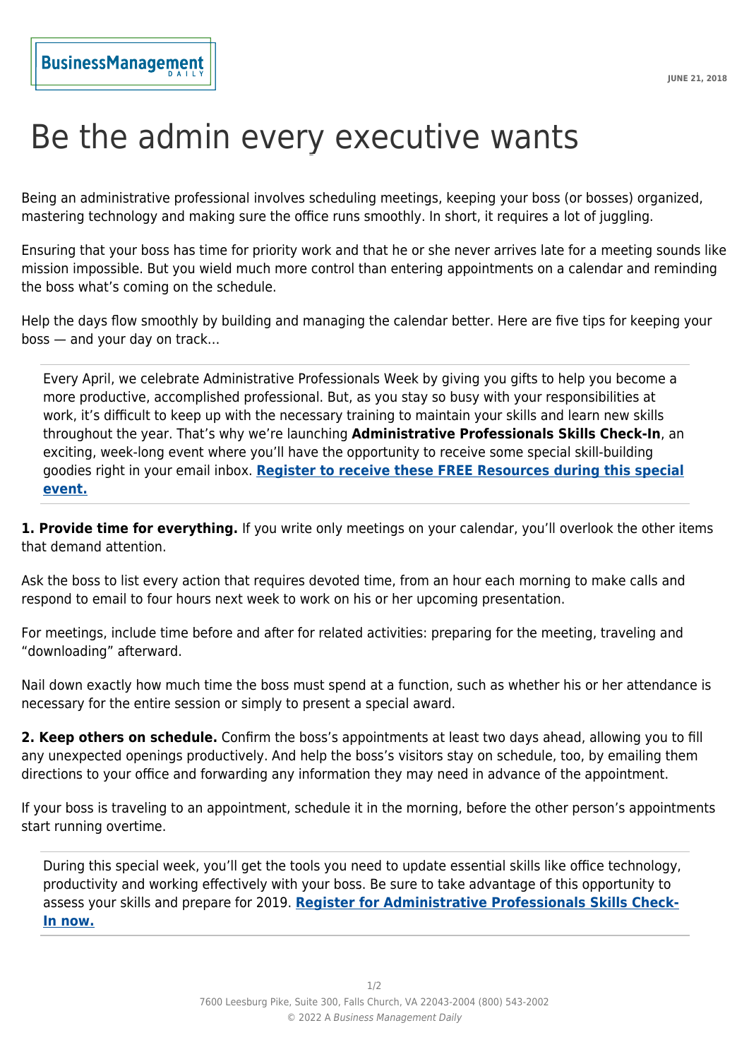# Be the admin every executive wants

Being an administrative professional involves scheduling meetings, keeping your boss (or bosses) organized, mastering technology and making sure the office runs smoothly. In short, it requires a lot of juggling.

Ensuring that your boss has time for priority work and that he or she never arrives late for a meeting sounds like mission impossible. But you wield much more control than entering appointments on a calendar and reminding the boss what's coming on the schedule.

Help the days flow smoothly by building and managing the calendar better. Here are five tips for keeping your boss — and your day on track…

---

Every April, we celebrate Administrative Professionals Week by giving you gifts to help you become a more productive, accomplished professional. But, as you stay so busy with your responsibilities at work, it's difficult to keep up with the necessary training to maintain your skills and learn new skills throughout the year. That's why we're launching **Administrative Professionals Skills Check-In**, an exciting, week-long event where you'll have the opportunity to receive some special skill-building goodies right in your email inbox. **Register to receive these FREE Resources during this special event.**

---

**1. Provide time for everything.** If you write only meetings on your calendar, you'll overlook the other items that demand attention.

Ask the boss to list every action that requires devoted time, from an hour each morning to make calls and respond to email to four hours next week to work on his or her upcoming presentation.

For meetings, include time before and after for related activities: preparing for the meeting, traveling and "downloading" afterward.

Nail down exactly how much time the boss must spend at a function, such as whether his or her attendance is necessary for the entire session or simply to present a special award.

**2. Keep others on schedule.** Confirm the boss's appointments at least two days ahead, allowing you to fill any unexpected openings productively. And help the boss's visitors stay on schedule, too, by emailing them directions to your office and forwarding any information they may need in advance of the appointment.

If your boss is traveling to an appointment, schedule it in the morning, before the other person's appointments start running overtime.

---

During this special week, you'll get the tools you need to update essential skills like office technology, productivity and working effectively with your boss. Be sure to take advantage of this opportunity to assess your skills and prepare for 2019. **Register for Administrative Professionals Skills Check-In now.**

---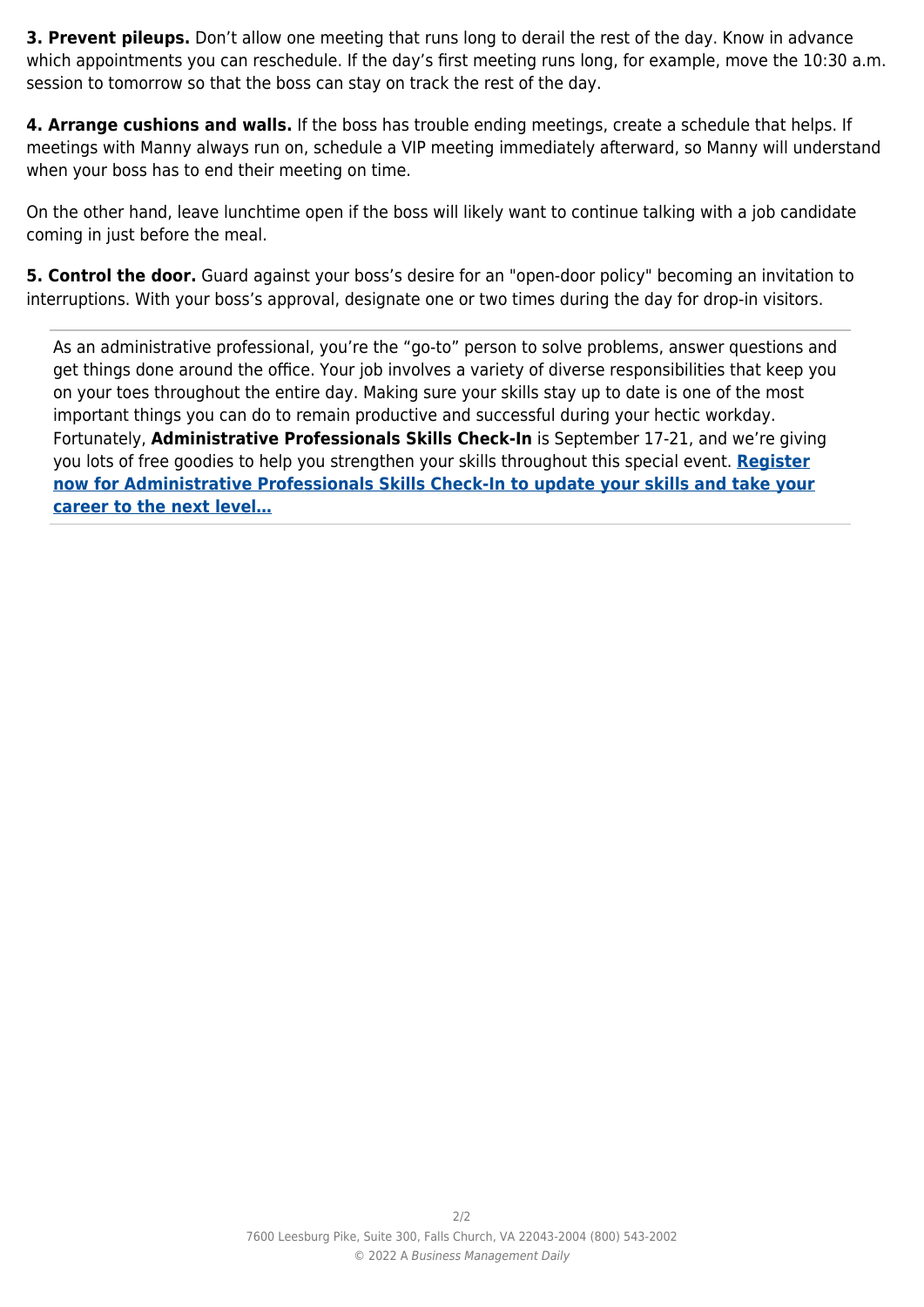**3. Prevent pileups.** Don't allow one meeting that runs long to derail the rest of the day. Know in advance which appointments you can reschedule. If the day's first meeting runs long, for example, move the 10:30 a.m. session to tomorrow so that the boss can stay on track the rest of the day.

**4. Arrange cushions and walls.** If the boss has trouble ending meetings, create a schedule that helps. If meetings with Manny always run on, schedule a VIP meeting immediately afterward, so Manny will understand when your boss has to end their meeting on time.

On the other hand, leave lunchtime open if the boss will likely want to continue talking with a job candidate coming in just before the meal.

**5. Control the door.** Guard against your boss's desire for an "open-door policy" becoming an invitation to interruptions. With your boss's approval, designate one or two times during the day for drop-in visitors.

---

As an administrative professional, you're the "go-to" person to solve problems, answer questions and get things done around the office. Your job involves a variety of diverse responsibilities that keep you on your toes throughout the entire day. Making sure your skills stay up to date is one of the most important things you can do to remain productive and successful during your hectic workday. Fortunately, **Administrative Professionals Skills Check-In** is September 17-21, and we're giving you lots of free goodies to help you strengthen your skills throughout this special event. **Register now for Administrative Professionals Skills Check-In to update your skills and take your career to the next level…**

---

7600 Leesburg Pike, Suite 300, Falls Church, VA 22043-2004 (800) 543-2002

© 2022 A *Business Management Daily*